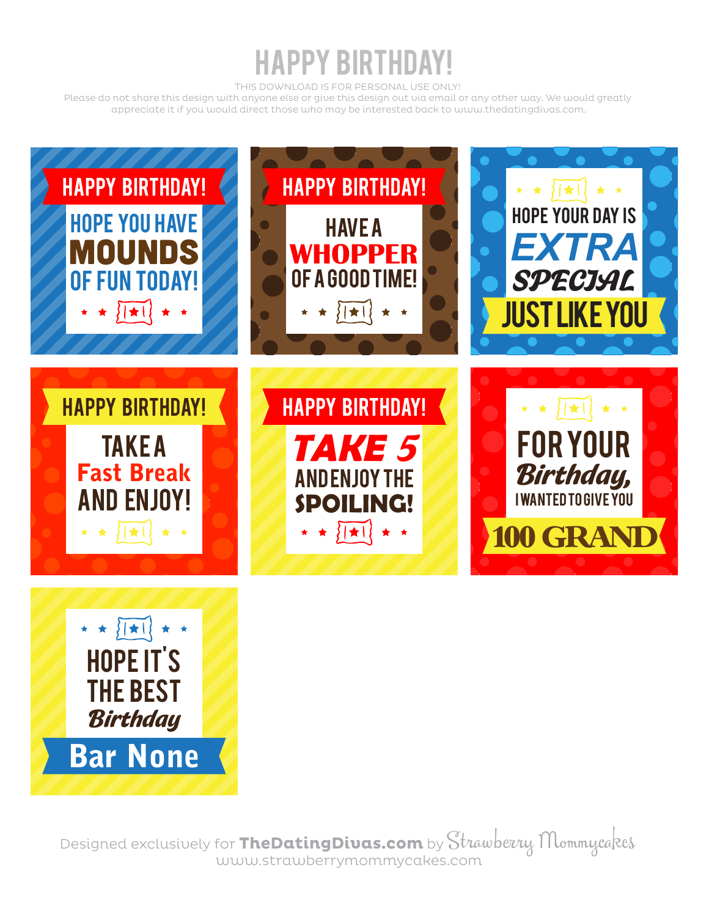# HAPPY BIRTHDAY!

THIS DOWNLOAD IS FOR PERSONAL USE ONLY!
Please do not share this design with anyone else or give this design out via email or any other way. We would greatly appreciate it if you would direct those who may be interested back to www.thedatingdivas.com.

HAPPY BIRTHDAY!
HOPE YOU HAVE
**MOUNDS**
OF FUN TODAY!

HAPPY BIRTHDAY!
HAVE A
**WHOPPER**
OF A GOOD TIME!

HOPE YOUR DAY IS
**EXTRA**
**SPECIAL**
JUST LIKE YOU

HAPPY BIRTHDAY!
TAKE A
**Fast Break**
AND ENJOY!

HAPPY BIRTHDAY!
**TAKE 5**
AND ENJOY THE
**SPOILING!**

FOR YOUR
**Birthday,**
I WANTED TO GIVE YOU
**100 GRAND**

HOPE IT'S
THE BEST
**Birthday**
**Bar None**

Designed exclusively for **TheDatingDivas.com** by Strawberry Mommycakes
www.strawberrymommycakes.com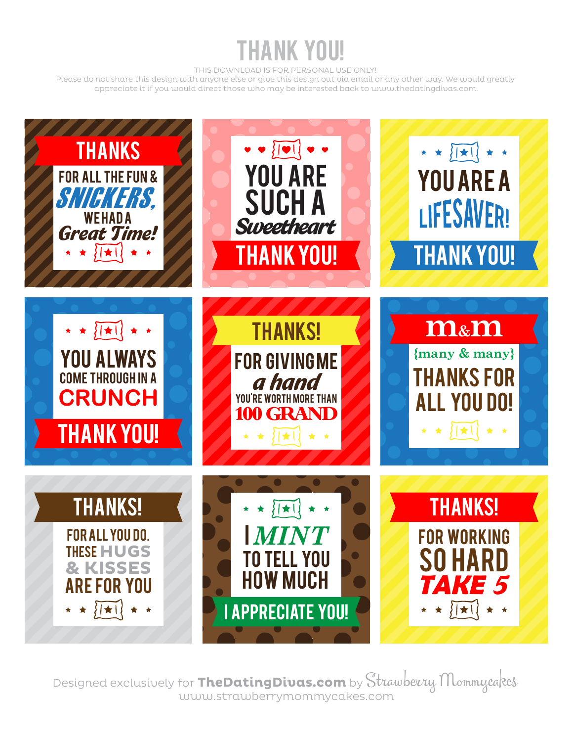# THANK YOU!

THIS DOWNLOAD IS FOR PERSONAL USE ONLY!
Please do not share this design with anyone else or give this design out via email or any other way. We would greatly appreciate it if you would direct those who may be interested back to www.thedatingdivas.com.

THANKS
FOR ALL THE FUN & SNICKERS, WE HAD A Great Time!

YOU ARE SUCH A Sweetheart
THANK YOU!

YOU ARE A LIFESAVER!
THANK YOU!

YOU ALWAYS COME THROUGH IN A CRUNCH
THANK YOU!

THANKS!
FOR GIVING ME a hand
YOU'RE WORTH MORE THAN 100 GRAND

m&m
{many & many}
THANKS FOR ALL YOU DO!

THANKS!
FOR ALL YOU DO. THESE HUGS & KISSES ARE FOR YOU

I MINT TO TELL YOU HOW MUCH
I APPRECIATE YOU!

THANKS!
FOR WORKING SO HARD TAKE 5

Designed exclusively for **TheDatingDivas.com** by Strawberry Mommycakes
www.strawberrymommycakes.com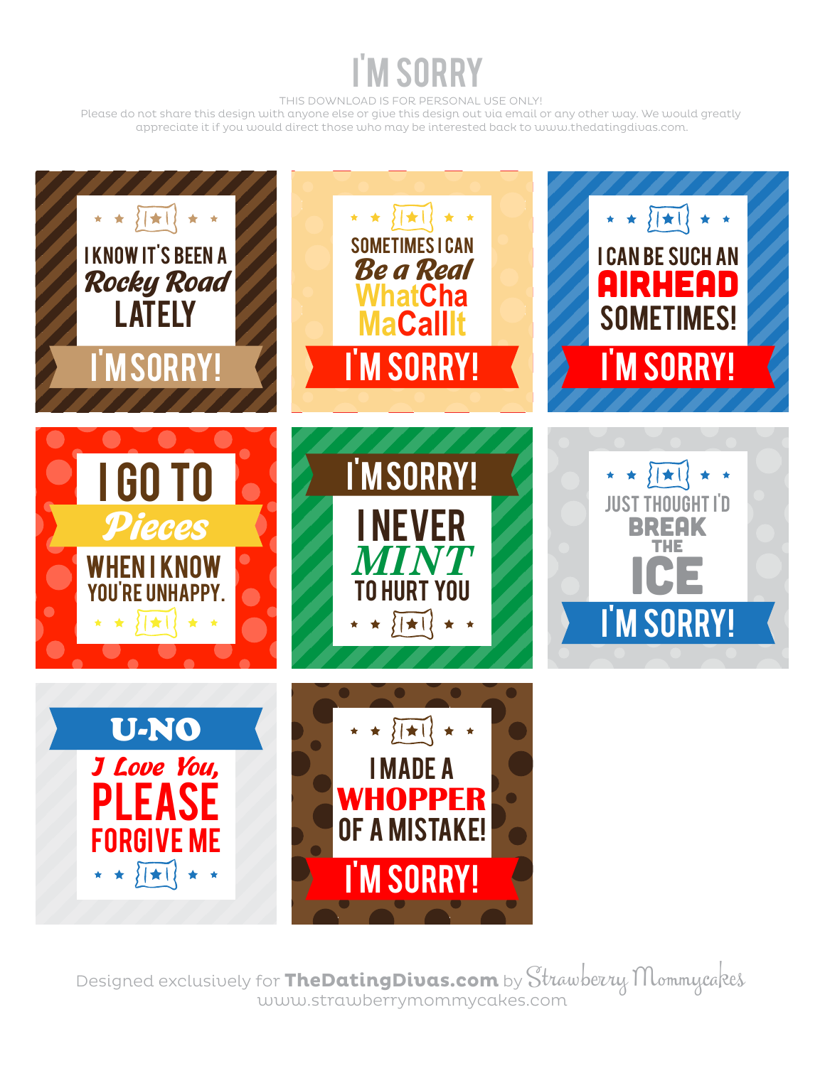# I'M SORRY

THIS DOWNLOAD IS FOR PERSONAL USE ONLY!
Please do not share this design with anyone else or give this design out via email or any other way. We would greatly appreciate it if you would direct those who may be interested back to www.thedatingdivas.com.

I KNOW IT'S BEEN A *Rocky Road* LATELY
I'M SORRY!

SOMETIMES I CAN *Be a Real* WhatCha MaCallIt
I'M SORRY!

I CAN BE SUCH AN **AIRHEAD** SOMETIMES!
I'M SORRY!

I GO TO *Pieces* WHEN I KNOW YOU'RE UNHAPPY.

I'M SORRY!
I NEVER *MINT* TO HURT YOU

JUST THOUGHT I'D **BREAK THE ICE**
I'M SORRY!

**U-NO**
*I Love You,* PLEASE FORGIVE ME

I MADE A **WHOPPER** OF A MISTAKE!
I'M SORRY!

Designed exclusively for **TheDatingDivas.com** by Strawberry Mommycakes
www.strawberrymommycakes.com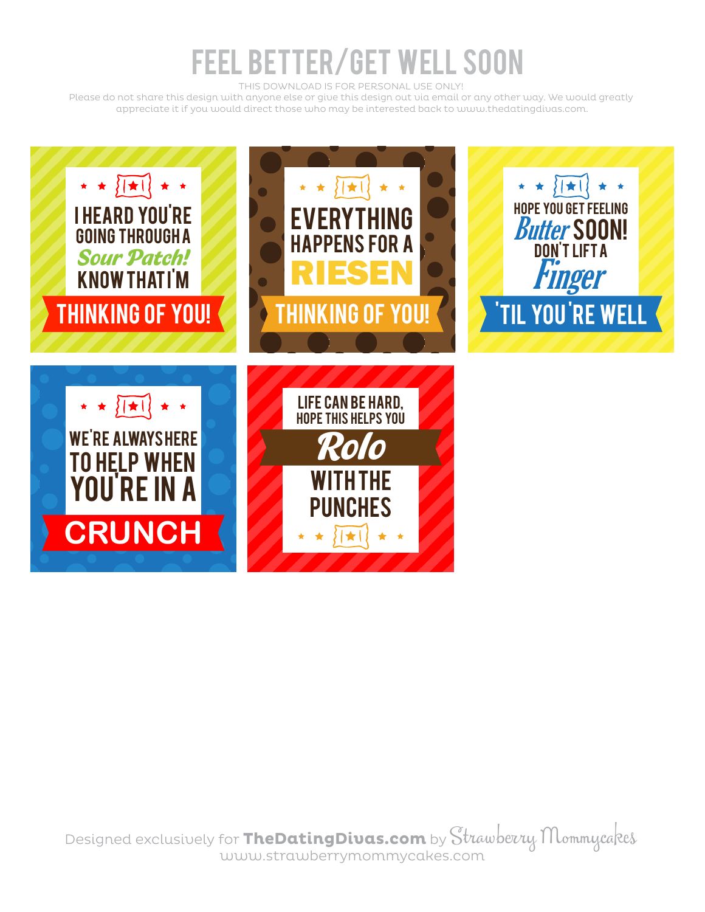# FEEL BETTER/GET WELL SOON

THIS DOWNLOAD IS FOR PERSONAL USE ONLY!

Please do not share this design with anyone else or give this design out via email or any other way. We would greatly appreciate it if you would direct those who may be interested back to www.thedatingdivas.com.

I HEARD YOU'RE GOING THROUGH A *Sour Patch!* KNOW THAT I'M

THINKING OF YOU!

EVERYTHING HAPPENS FOR A RIESEN

THINKING OF YOU!

HOPE YOU GET FEELING *Butter* SOON! DON'T LIFT A *Finger*

'TIL YOU'RE WELL

WE'RE ALWAYS HERE TO HELP WHEN YOU'RE IN A

CRUNCH

LIFE CAN BE HARD, HOPE THIS HELPS YOU

*Rolo*

WITH THE PUNCHES

Designed exclusively for **TheDatingDivas.com** by Strawberry Mommycakes
www.strawberrymommycakes.com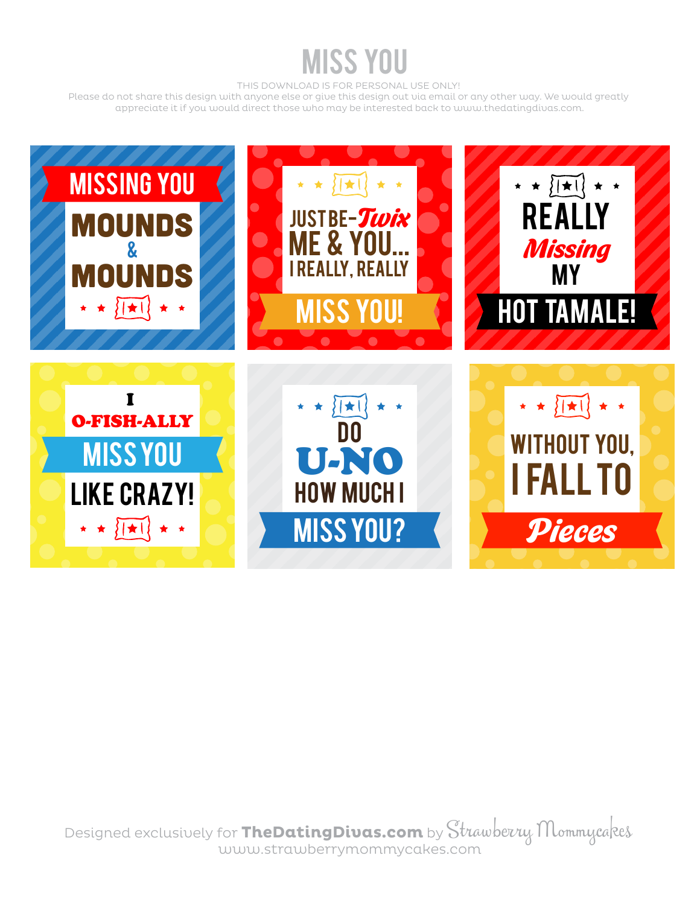# MISS YOU

THIS DOWNLOAD IS FOR PERSONAL USE ONLY!
Please do not share this design with anyone else or give this design out via email or any other way. We would greatly appreciate it if you would direct those who may be interested back to www.thedatingdivas.com.

MISSING YOU
MOUNDS
&
MOUNDS

JUST BE-*Twix*
ME & YOU...
I REALLY, REALLY
MISS YOU!

REALLY
*Missing*
MY
HOT TAMALE!

I
O-FISH-ALLY
MISS YOU
LIKE CRAZY!

DO
U-NO
HOW MUCH I
MISS YOU?

WITHOUT YOU,
I FALL TO
*Pieces*

Designed exclusively for **TheDatingDivas.com** by Strawberry Mommycakes
www.strawberrymommycakes.com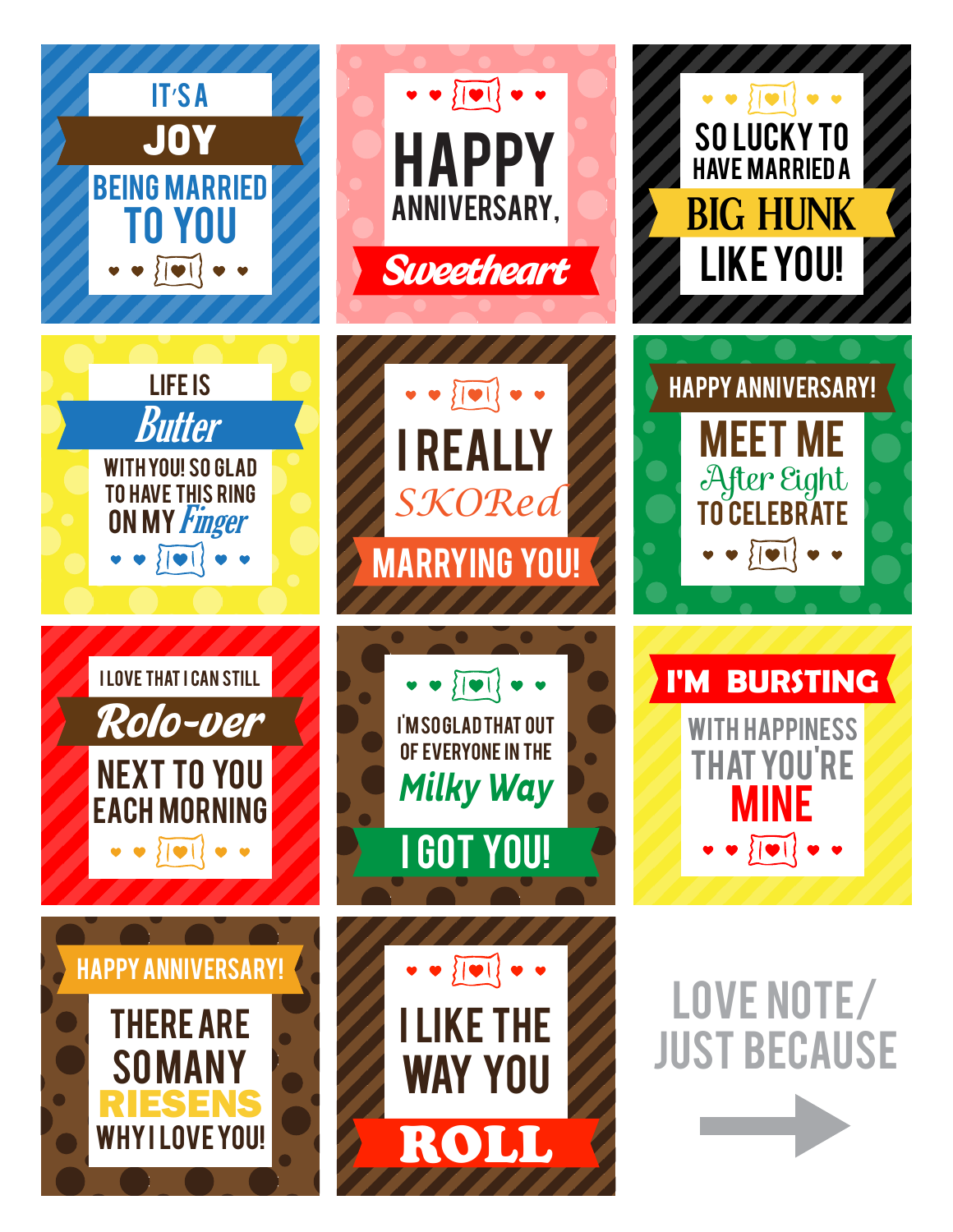IT'S A **JOY** BEING MARRIED TO YOU

HAPPY ANNIVERSARY, *Sweetheart*

SO LUCKY TO HAVE MARRIED A **BIG HUNK** LIKE YOU!

LIFE IS *Butter* WITH YOU! SO GLAD TO HAVE THIS RING ON MY *Finger*

I REALLY *SKORed* MARRYING YOU!

HAPPY ANNIVERSARY! MEET ME *After Eight* TO CELEBRATE

I LOVE THAT I CAN STILL *Rolo-ver* NEXT TO YOU EACH MORNING

I'M SO GLAD THAT OUT OF EVERYONE IN THE *Milky Way* I GOT YOU!

I'M **BURSTING** WITH HAPPINESS THAT YOU'RE **MINE**

HAPPY ANNIVERSARY! THERE ARE SO MANY **RIESENS** WHY I LOVE YOU!

I LIKE THE WAY YOU **ROLL**

LOVE NOTE/ JUST BECAUSE →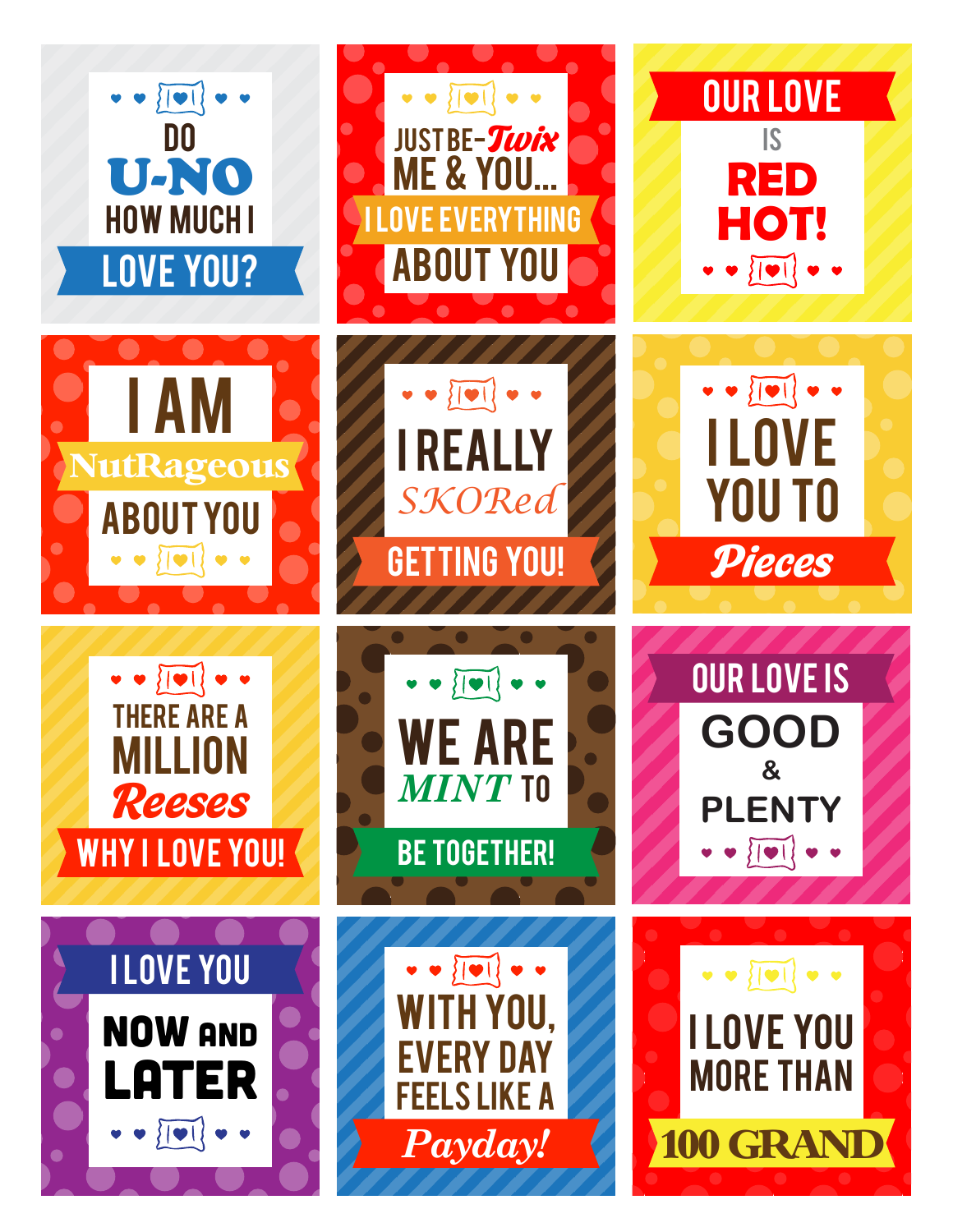DO
U-NO
HOW MUCH I
LOVE YOU?

JUST BE-*Twix*
ME & YOU...
I LOVE EVERYTHING
ABOUT YOU

OUR LOVE
IS
RED
HOT!

I AM
NutRageous
ABOUT YOU

I REALLY
*SKORed*
GETTING YOU!

I LOVE
YOU TO
*Pieces*

THERE ARE A
MILLION
*Reeses*
WHY I LOVE YOU!

WE ARE
*MINT* TO
BE TOGETHER!

OUR LOVE IS
GOOD
&
PLENTY

I LOVE YOU
NOW AND
LATER

WITH YOU,
EVERY DAY
FEELS LIKE A
*Payday!*

I LOVE YOU
MORE THAN
100 GRAND